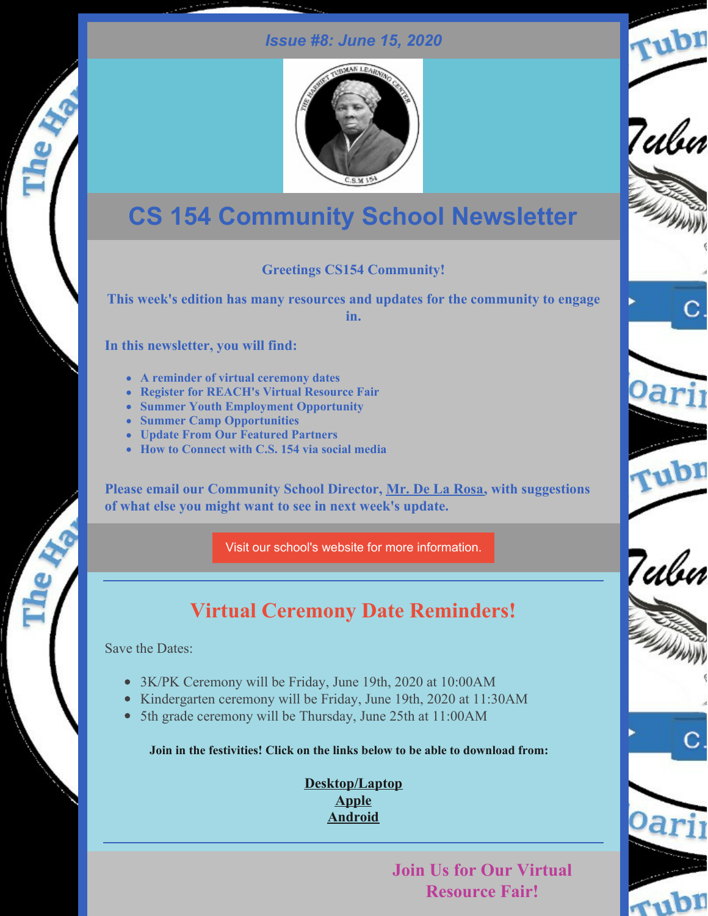*Issue #8: June 15, 2020*

# CS 154 Community School Newsletter

**Greetings CS154 Community!**

**This week's edition has many resources and updates for the community to engage in.**

**In this newsletter, you will find:**

- **A reminder of virtual ceremony dates**
- **Register for REACH's Virtual Resource Fair**
- **Summer Youth Employment Opportunity**
- **Summer Camp Opportunities**
- **Update From Our Featured Partners**
- **How to Connect with C.S. 154 via social media**

**Please email our Community School Director, Mr. De La Rosa, with suggestions of what else you might want to see in next week's update.**

Visit our school's website for more information.

---

## Virtual Ceremony Date Reminders!

Save the Dates:

- 3K/PK Ceremony will be Friday, June 19th, 2020 at 10:00AM
- Kindergarten ceremony will be Friday, June 19th, 2020 at 11:30AM
- 5th grade ceremony will be Thursday, June 25th at 11:00AM

**Join in the festivities! Click on the links below to be able to download from:**

**Desktop/Laptop**
**Apple**
**Android**

---

## Join Us for Our Virtual Resource Fair!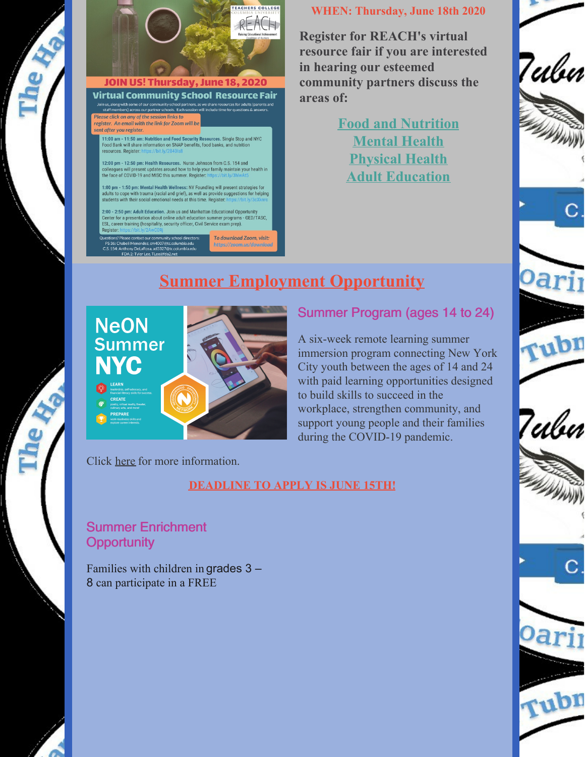JOIN US! Thursday, June 18, 2020

Virtual Community School Resource Fair

Join us, along with some of our community school partners, as we share resources for adults (parents and staff members) across our partner schools. Each session will include time for questions & answers.

*Please click on any of the session links to register. An email with the link for Zoom will be sent after you register.*

**11:00 am - 11:50 am: Nutrition and Food Security Resources.** Single Stop and NYC Food Bank will share information on SNAP benefits, food banks, and nutrition resources. Register: https://bit.ly/2B40Is8

**12:00 pm - 12:50 pm: Health Resources.** Nurse Johnson from C.S. 154 and colleagues will present updates around how to help your family maintain your health in the face of COVID-19 and MISC this summer. Register: https://bit.ly/3hlwAt5

**1:00 pm - 1:50 pm: Mental Health Wellness:** NY Foundling will present strategies for adults to cope with trauma (racial and grief), as well as provide suggestions for helping students with their social emotional needs at this time. Register: https://bit.ly/3cXkrrc

**2:00 - 2:50 pm: Adult Education.** Join us and Manhattan Educational Opportunity Center for a presentation about online adult education summer programs - GED/TASC, ESL, career training (hospitality, security officer, Civil Service exam prep). Register: https://bit.ly/2AwCORj

Questions? Please contact our community school directors:
PS 36: Chabeli Menendez, cm4007@tc.columbia.edu
C.S. 154: Anthony DeLaRosa, ad3327@tc.columbia.edu
FDA 2: Tyler Lee, TLee@fda2.net

*To download Zoom, visit: https://zoom.us/download*

**WHEN: Thursday, June 18th 2020**

**Register for REACH's virtual resource fair if you are interested in hearing our esteemed community partners discuss the areas of:**

**Food and Nutrition**
**Mental Health**
**Physical Health**
**Adult Education**

## Summer Employment Opportunity

NeON Summer NYC

### Summer Program (ages 14 to 24)

A six-week remote learning summer immersion program connecting New York City youth between the ages of 14 and 24 with paid learning opportunities designed to build skills to succeed in the workplace, strengthen community, and support young people and their families during the COVID-19 pandemic.

Click here for more information.

**DEADLINE TO APPLY IS JUNE 15TH!**

### Summer Enrichment Opportunity

Families with children in grades 3 – 8 can participate in a FREE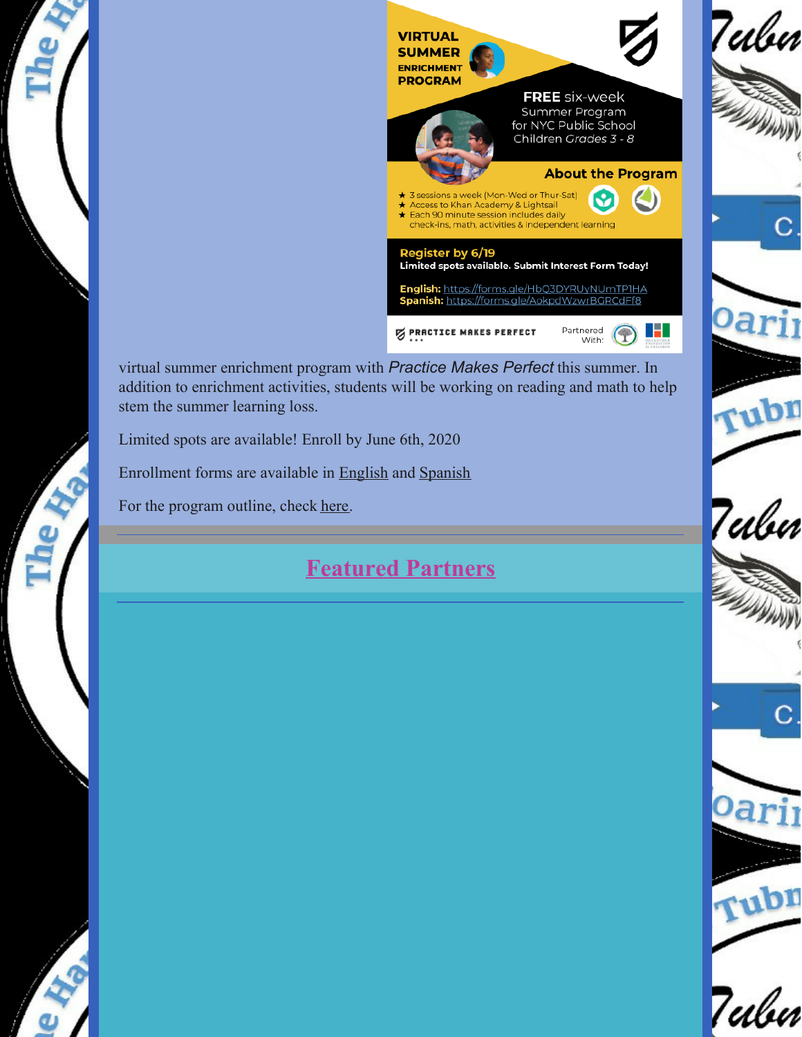VIRTUAL SUMMER ENRICHMENT PROGRAM

**FREE** six-week Summer Program for NYC Public School Children *Grades 3 - 8*

**About the Program**

- 3 sessions a week (Mon-Wed or Thur-Sat)
- Access to Khan Academy & Lightsail
- Each 90 minute session includes daily check-ins, math, activities & independent learning

**Register by 6/19**

**Limited spots available. Submit Interest Form Today!**

**English:** https://forms.gle/HbQ3DYRUyNUmTP1HA
**Spanish:** https://forms.gle/AokpdWzwrBGRCdFf8

PRACTICE MAKES PERFECT — Partnered With:

virtual summer enrichment program with *Practice Makes Perfect* this summer. In addition to enrichment activities, students will be working on reading and math to help stem the summer learning loss.

Limited spots are available! Enroll by June 6th, 2020

Enrollment forms are available in English and Spanish

For the program outline, check here.

## Featured Partners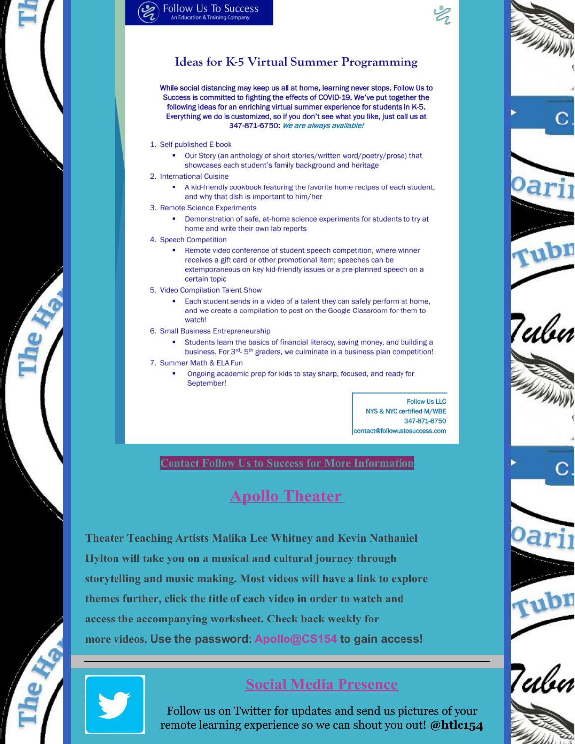Follow Us To Success
An Education & Training Company

## Ideas for K-5 Virtual Summer Programming

**While social distancing may keep us all at home, learning never stops. Follow Us to Success is committed to fighting the effects of COVID-19. We've put together the following ideas for an enriching virtual summer experience for students in K-5. Everything we do is customized, so if you don't see what you like, just call us at 347-871-6750:** ***We are always available!***

1. Self-published E-book
   - Our Story (an anthology of short stories/written word/poetry/prose) that showcases each student's family background and heritage
2. International Cuisine
   - A kid-friendly cookbook featuring the favorite home recipes of each student, and why that dish is important to him/her
3. Remote Science Experiments
   - Demonstration of safe, at-home science experiments for students to try at home and write their own lab reports
4. Speech Competition
   - Remote video conference of student speech competition, where winner receives a gift card or other promotional item; speeches can be extemporaneous on key kid-friendly issues or a pre-planned speech on a certain topic
5. Video Compilation Talent Show
   - Each student sends in a video of a talent they can safely perform at home, and we create a compilation to post on the Google Classroom for them to watch!
6. Small Business Entrepreneurship
   - Students learn the basics of financial literacy, saving money, and building a business. For 3rd- 5th graders, we culminate in a business plan competition!
7. Summer Math & ELA Fun
   - Ongoing academic prep for kids to stay sharp, focused, and ready for September!

Follow Us LLC
NYS & NYC certified M/WBE
347-871-6750
contact@followustosuccess.com

**Contact Follow Us to Success for More Information**

## Apollo Theater

**Theater Teaching Artists Malika Lee Whitney and Kevin Nathaniel Hylton will take you on a musical and cultural journey through storytelling and music making. Most videos will have a link to explore themes further, click the title of each video in order to watch and access the accompanying worksheet. Check back weekly for more videos. Use the password: Apollo@CS154 to gain access!**

## Social Media Presence

Follow us on Twitter for updates and send us pictures of your remote learning experience so we can shout you out! **@htlc154**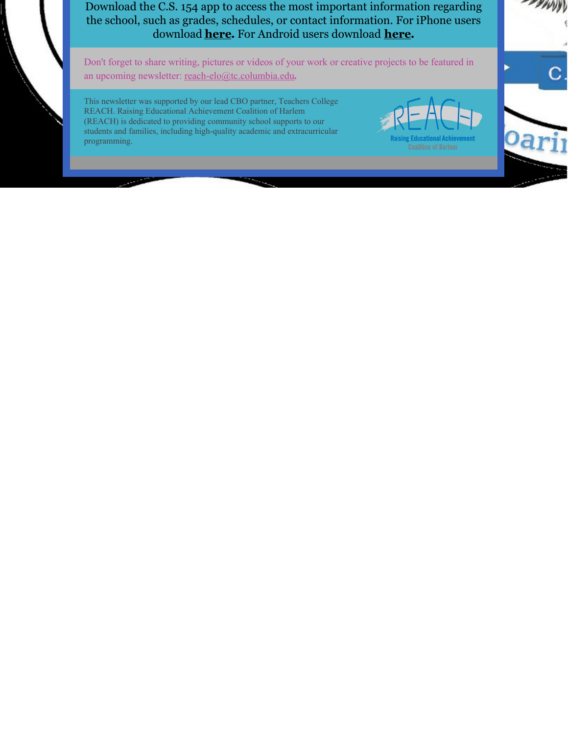Download the C.S. 154 app to access the most important information regarding the school, such as grades, schedules, or contact information. For iPhone users download **here.** For Android users download **here.**

Don't forget to share writing, pictures or videos of your work or creative projects to be featured in an upcoming newsletter: reach-elo@tc.columbia.edu.

This newsletter was supported by our lead CBO partner, Teachers College REACH. Raising Educational Achievement Coalition of Harlem (REACH) is dedicated to providing community school supports to our students and families, including high-quality academic and extracurricular programming.

REACH
Raising Educational Achievement
Coalition of Harlem